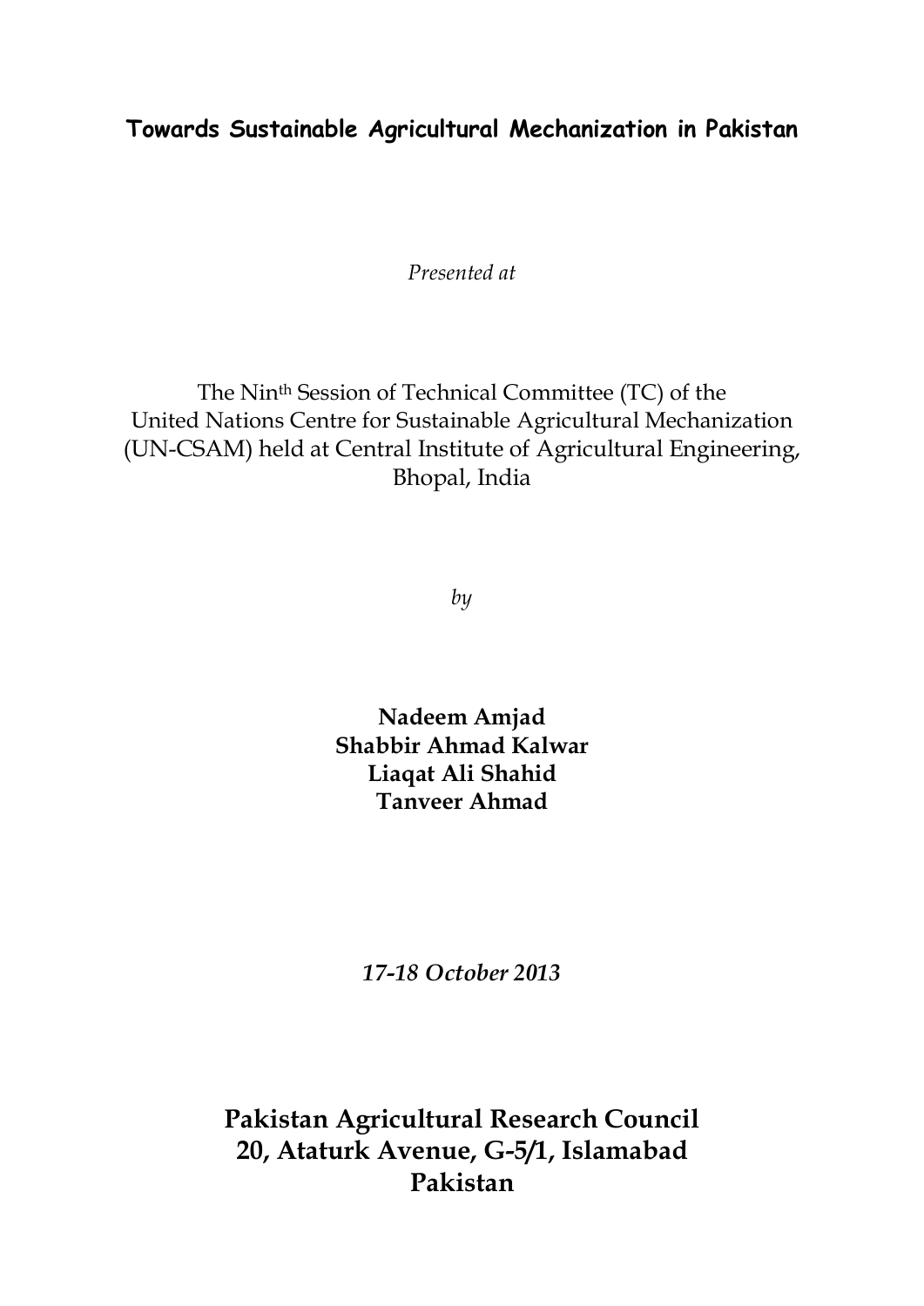# Towards Sustainable Agricultural Mechanization in Pakistan

*Presented at*

The Nin[th] Session of Technical Committee (TC) of the United Nations Centre for Sustainable Agricultural Mechanization (UN-CSAM) held at Central Institute of Agricultural Engineering, Bhopal, India

*by*

**Nadeem Amjad**
**Shabbir Ahmad Kalwar**
**Liaqat Ali Shahid**
**Tanveer Ahmad**

***17-18 October 2013***

**Pakistan Agricultural Research Council**
**20, Ataturk Avenue, G-5/1, Islamabad**
**Pakistan**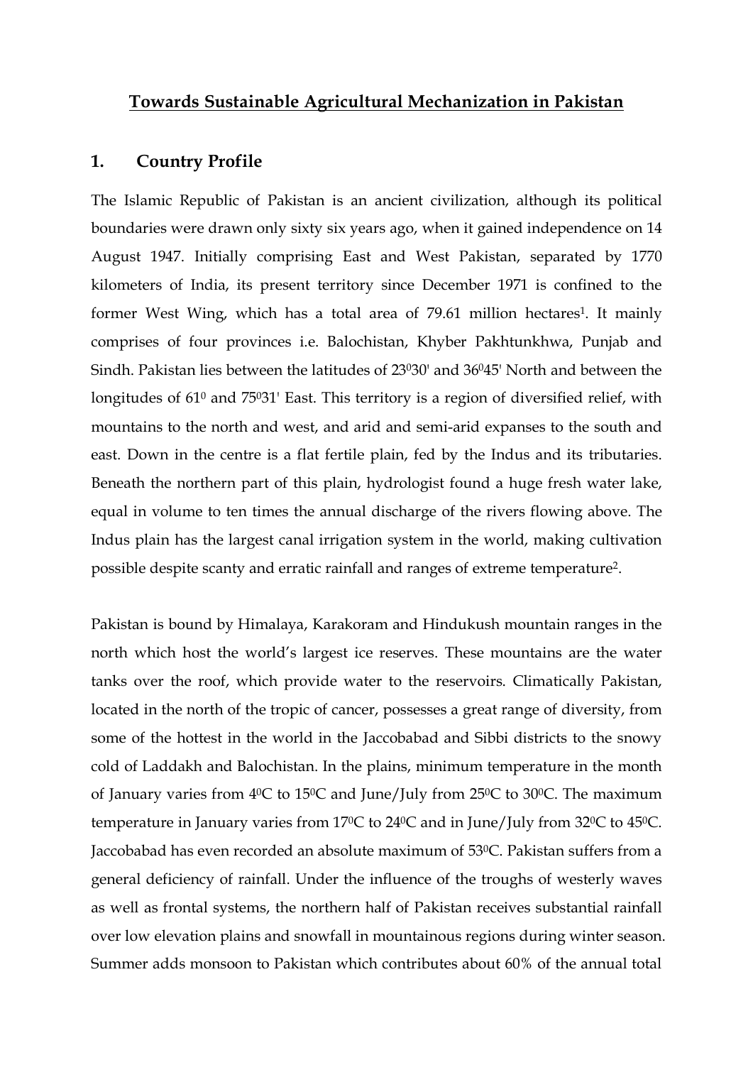# Towards Sustainable Agricultural Mechanization in Pakistan

## 1. Country Profile

The Islamic Republic of Pakistan is an ancient civilization, although its political boundaries were drawn only sixty six years ago, when it gained independence on 14 August 1947. Initially comprising East and West Pakistan, separated by 1770 kilometers of India, its present territory since December 1971 is confined to the former West Wing, which has a total area of 79.61 million hectares[1]. It mainly comprises of four provinces i.e. Balochistan, Khyber Pakhtunkhwa, Punjab and Sindh. Pakistan lies between the latitudes of $23^{0}30'$ and $36^{0}45'$ North and between the longitudes of $61^{0}$ and $75^{0}31'$ East. This territory is a region of diversified relief, with mountains to the north and west, and arid and semi-arid expanses to the south and east. Down in the centre is a flat fertile plain, fed by the Indus and its tributaries. Beneath the northern part of this plain, hydrologist found a huge fresh water lake, equal in volume to ten times the annual discharge of the rivers flowing above. The Indus plain has the largest canal irrigation system in the world, making cultivation possible despite scanty and erratic rainfall and ranges of extreme temperature[2].

Pakistan is bound by Himalaya, Karakoram and Hindukush mountain ranges in the north which host the world's largest ice reserves. These mountains are the water tanks over the roof, which provide water to the reservoirs. Climatically Pakistan, located in the north of the tropic of cancer, possesses a great range of diversity, from some of the hottest in the world in the Jaccobabad and Sibbi districts to the snowy cold of Laddakh and Balochistan. In the plains, minimum temperature in the month of January varies from $4^{0}C$ to $15^{0}C$ and June/July from $25^{0}C$ to $30^{0}C$. The maximum temperature in January varies from $17^{0}C$ to $24^{0}C$ and in June/July from $32^{0}C$ to $45^{0}C$. Jaccobabad has even recorded an absolute maximum of $53^{0}C$. Pakistan suffers from a general deficiency of rainfall. Under the influence of the troughs of westerly waves as well as frontal systems, the northern half of Pakistan receives substantial rainfall over low elevation plains and snowfall in mountainous regions during winter season. Summer adds monsoon to Pakistan which contributes about 60% of the annual total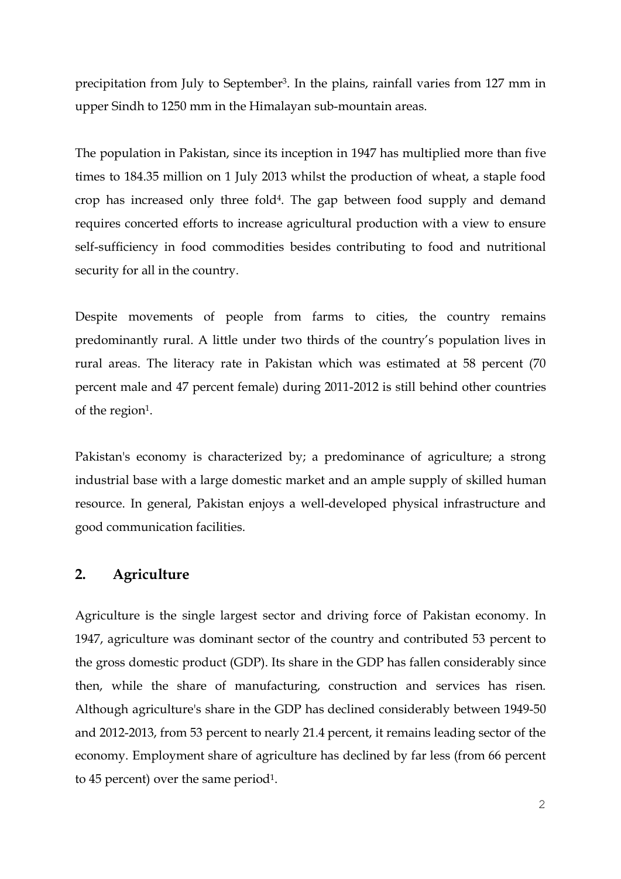precipitation from July to September[3]. In the plains, rainfall varies from 127 mm in upper Sindh to 1250 mm in the Himalayan sub-mountain areas.

The population in Pakistan, since its inception in 1947 has multiplied more than five times to 184.35 million on 1 July 2013 whilst the production of wheat, a staple food crop has increased only three fold[4]. The gap between food supply and demand requires concerted efforts to increase agricultural production with a view to ensure self-sufficiency in food commodities besides contributing to food and nutritional security for all in the country.

Despite movements of people from farms to cities, the country remains predominantly rural. A little under two thirds of the country's population lives in rural areas. The literacy rate in Pakistan which was estimated at 58 percent (70 percent male and 47 percent female) during 2011-2012 is still behind other countries of the region[1].

Pakistan's economy is characterized by; a predominance of agriculture; a strong industrial base with a large domestic market and an ample supply of skilled human resource. In general, Pakistan enjoys a well-developed physical infrastructure and good communication facilities.

## 2. Agriculture

Agriculture is the single largest sector and driving force of Pakistan economy. In 1947, agriculture was dominant sector of the country and contributed 53 percent to the gross domestic product (GDP). Its share in the GDP has fallen considerably since then, while the share of manufacturing, construction and services has risen. Although agriculture's share in the GDP has declined considerably between 1949-50 and 2012-2013, from 53 percent to nearly 21.4 percent, it remains leading sector of the economy. Employment share of agriculture has declined by far less (from 66 percent to 45 percent) over the same period[1].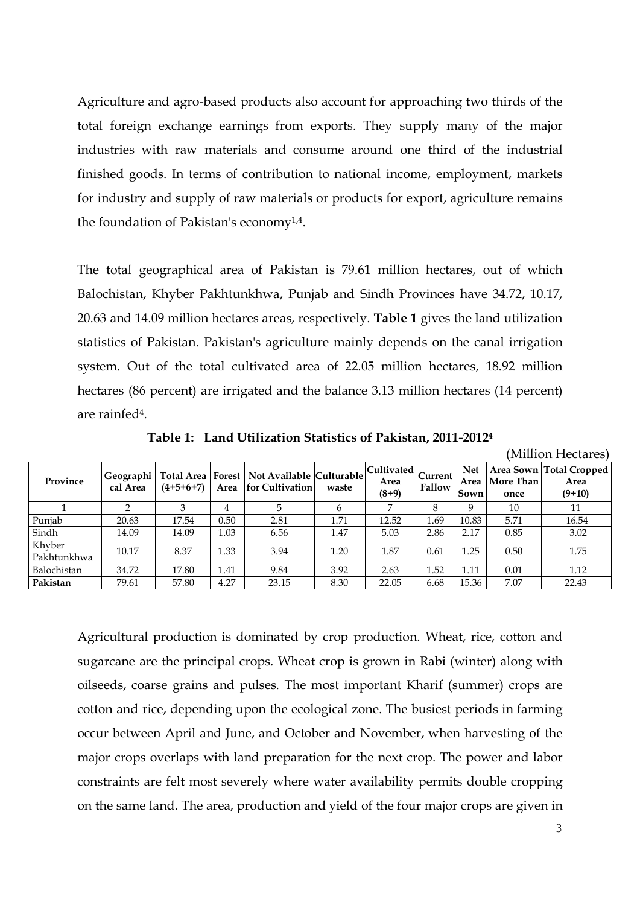Agriculture and agro-based products also account for approaching two thirds of the total foreign exchange earnings from exports. They supply many of the major industries with raw materials and consume around one third of the industrial finished goods. In terms of contribution to national income, employment, markets for industry and supply of raw materials or products for export, agriculture remains the foundation of Pakistan's economy[1,4].

The total geographical area of Pakistan is 79.61 million hectares, out of which Balochistan, Khyber Pakhtunkhwa, Punjab and Sindh Provinces have 34.72, 10.17, 20.63 and 14.09 million hectares areas, respectively. **Table 1** gives the land utilization statistics of Pakistan. Pakistan's agriculture mainly depends on the canal irrigation system. Out of the total cultivated area of 22.05 million hectares, 18.92 million hectares (86 percent) are irrigated and the balance 3.13 million hectares (14 percent) are rainfed[4].

**Table 1: Land Utilization Statistics of Pakistan, 2011-2012[4]**

(Million Hectares)

| Province | Geographical Area | Total Area (4+5+6+7) | Forest Area | Not Available for Cultivation | Culturable waste | Cultivated Area (8+9) | Current Fallow | Net Area Sown | Area Sown More Than once | Total Cropped Area (9+10) |
|---|---|---|---|---|---|---|---|---|---|---|
| 1 | 2 | 3 | 4 | 5 | 6 | 7 | 8 | 9 | 10 | 11 |
| Punjab | 20.63 | 17.54 | 0.50 | 2.81 | 1.71 | 12.52 | 1.69 | 10.83 | 5.71 | 16.54 |
| Sindh | 14.09 | 14.09 | 1.03 | 6.56 | 1.47 | 5.03 | 2.86 | 2.17 | 0.85 | 3.02 |
| Khyber Pakhtunkhwa | 10.17 | 8.37 | 1.33 | 3.94 | 1.20 | 1.87 | 0.61 | 1.25 | 0.50 | 1.75 |
| Balochistan | 34.72 | 17.80 | 1.41 | 9.84 | 3.92 | 2.63 | 1.52 | 1.11 | 0.01 | 1.12 |
| **Pakistan** | 79.61 | 57.80 | 4.27 | 23.15 | 8.30 | 22.05 | 6.68 | 15.36 | 7.07 | 22.43 |

Agricultural production is dominated by crop production. Wheat, rice, cotton and sugarcane are the principal crops. Wheat crop is grown in Rabi (winter) along with oilseeds, coarse grains and pulses. The most important Kharif (summer) crops are cotton and rice, depending upon the ecological zone. The busiest periods in farming occur between April and June, and October and November, when harvesting of the major crops overlaps with land preparation for the next crop. The power and labor constraints are felt most severely where water availability permits double cropping on the same land. The area, production and yield of the four major crops are given in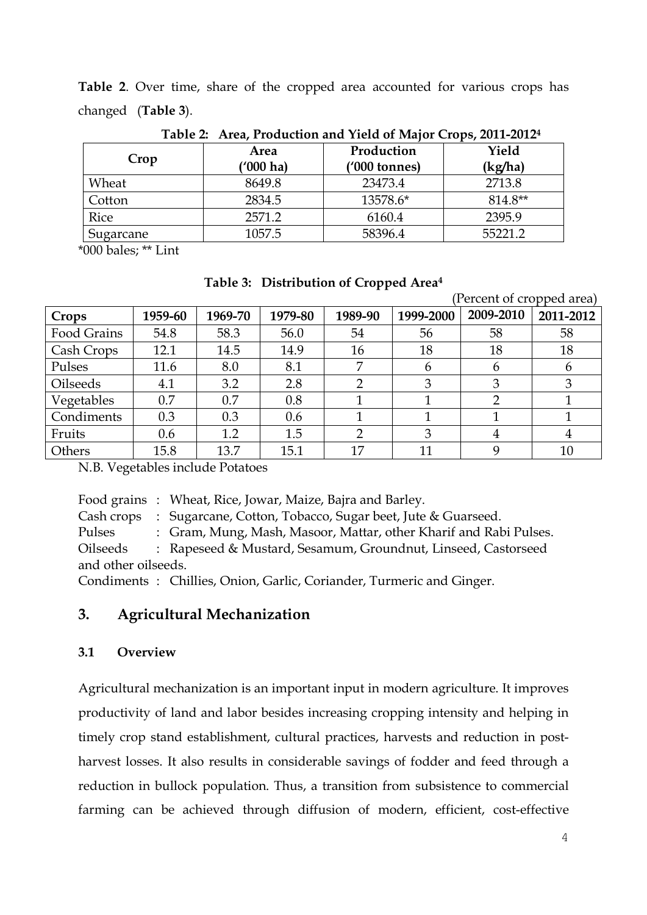**Table 2**. Over time, share of the cropped area accounted for various crops has changed (**Table 3**).

**Table 2: Area, Production and Yield of Major Crops, 2011-2012[4]**

| Crop | Area ('000 ha) | Production ('000 tonnes) | Yield (kg/ha) |
|---|---|---|---|
| Wheat | 8649.8 | 23473.4 | 2713.8 |
| Cotton | 2834.5 | 13578.6* | 814.8** |
| Rice | 2571.2 | 6160.4 | 2395.9 |
| Sugarcane | 1057.5 | 58396.4 | 55221.2 |

*000 bales; ** Lint

**Table 3: Distribution of Cropped Area[4]**

(Percent of cropped area)

| Crops | 1959-60 | 1969-70 | 1979-80 | 1989-90 | 1999-2000 | 2009-2010 | 2011-2012 |
|---|---|---|---|---|---|---|---|
| Food Grains | 54.8 | 58.3 | 56.0 | 54 | 56 | 58 | 58 |
| Cash Crops | 12.1 | 14.5 | 14.9 | 16 | 18 | 18 | 18 |
| Pulses | 11.6 | 8.0 | 8.1 | 7 | 6 | 6 | 6 |
| Oilseeds | 4.1 | 3.2 | 2.8 | 2 | 3 | 3 | 3 |
| Vegetables | 0.7 | 0.7 | 0.8 | 1 | 1 | 2 | 1 |
| Condiments | 0.3 | 0.3 | 0.6 | 1 | 1 | 1 | 1 |
| Fruits | 0.6 | 1.2 | 1.5 | 2 | 3 | 4 | 4 |
| Others | 15.8 | 13.7 | 15.1 | 17 | 11 | 9 | 10 |

N.B. Vegetables include Potatoes

Food grains : Wheat, Rice, Jowar, Maize, Bajra and Barley.
Cash crops : Sugarcane, Cotton, Tobacco, Sugar beet, Jute & Guarseed.
Pulses : Gram, Mung, Mash, Masoor, Mattar, other Kharif and Rabi Pulses.
Oilseeds : Rapeseed & Mustard, Sesamum, Groundnut, Linseed, Castorseed and other oilseeds.
Condiments : Chillies, Onion, Garlic, Coriander, Turmeric and Ginger.

## 3. Agricultural Mechanization

### 3.1 Overview

Agricultural mechanization is an important input in modern agriculture. It improves productivity of land and labor besides increasing cropping intensity and helping in timely crop stand establishment, cultural practices, harvests and reduction in post-harvest losses. It also results in considerable savings of fodder and feed through a reduction in bullock population. Thus, a transition from subsistence to commercial farming can be achieved through diffusion of modern, efficient, cost-effective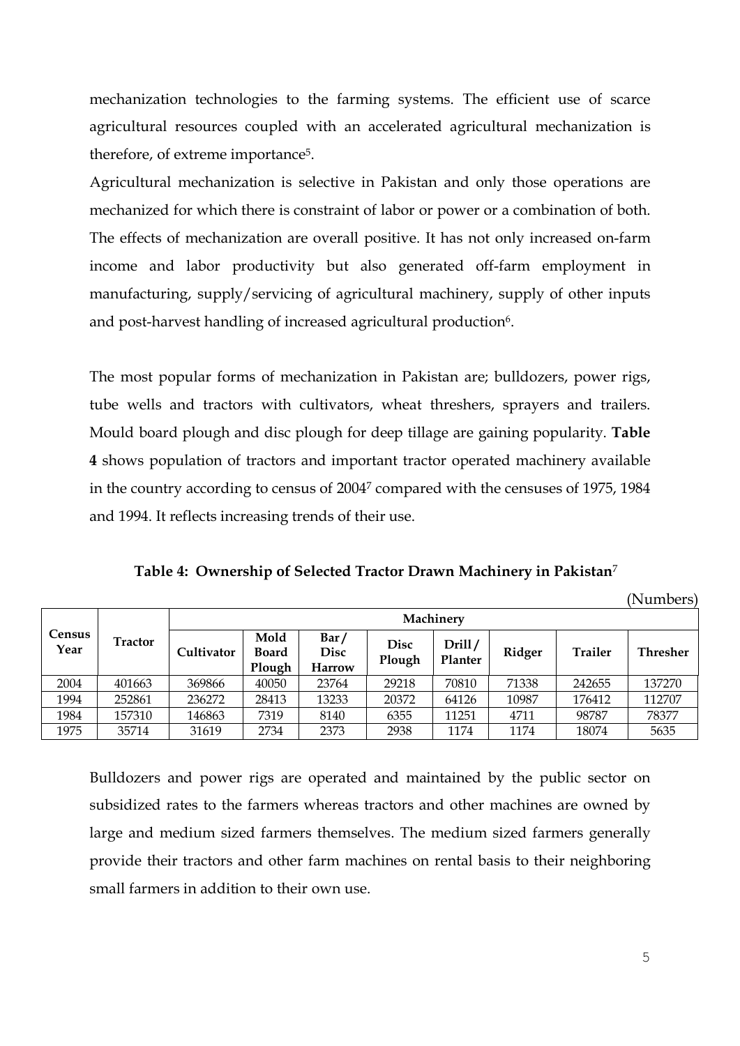mechanization technologies to the farming systems. The efficient use of scarce agricultural resources coupled with an accelerated agricultural mechanization is therefore, of extreme importance[5].

Agricultural mechanization is selective in Pakistan and only those operations are mechanized for which there is constraint of labor or power or a combination of both. The effects of mechanization are overall positive. It has not only increased on-farm income and labor productivity but also generated off-farm employment in manufacturing, supply/servicing of agricultural machinery, supply of other inputs and post-harvest handling of increased agricultural production[6].

The most popular forms of mechanization in Pakistan are; bulldozers, power rigs, tube wells and tractors with cultivators, wheat threshers, sprayers and trailers. Mould board plough and disc plough for deep tillage are gaining popularity. **Table 4** shows population of tractors and important tractor operated machinery available in the country according to census of 2004[7] compared with the censuses of 1975, 1984 and 1994. It reflects increasing trends of their use.

**Table 4: Ownership of Selected Tractor Drawn Machinery in Pakistan**[7]

(Numbers)

| Census Year | Tractor | Machinery | | | | | | | |
|---|---|---|---|---|---|---|---|---|---|
| | | Cultivator | Mold Board Plough | Bar / Disc Harrow | Disc Plough | Drill / Planter | Ridger | Trailer | Thresher |
| 2004 | 401663 | 369866 | 40050 | 23764 | 29218 | 70810 | 71338 | 242655 | 137270 |
| 1994 | 252861 | 236272 | 28413 | 13233 | 20372 | 64126 | 10987 | 176412 | 112707 |
| 1984 | 157310 | 146863 | 7319 | 8140 | 6355 | 11251 | 4711 | 98787 | 78377 |
| 1975 | 35714 | 31619 | 2734 | 2373 | 2938 | 1174 | 1174 | 18074 | 5635 |

Bulldozers and power rigs are operated and maintained by the public sector on subsidized rates to the farmers whereas tractors and other machines are owned by large and medium sized farmers themselves. The medium sized farmers generally provide their tractors and other farm machines on rental basis to their neighboring small farmers in addition to their own use.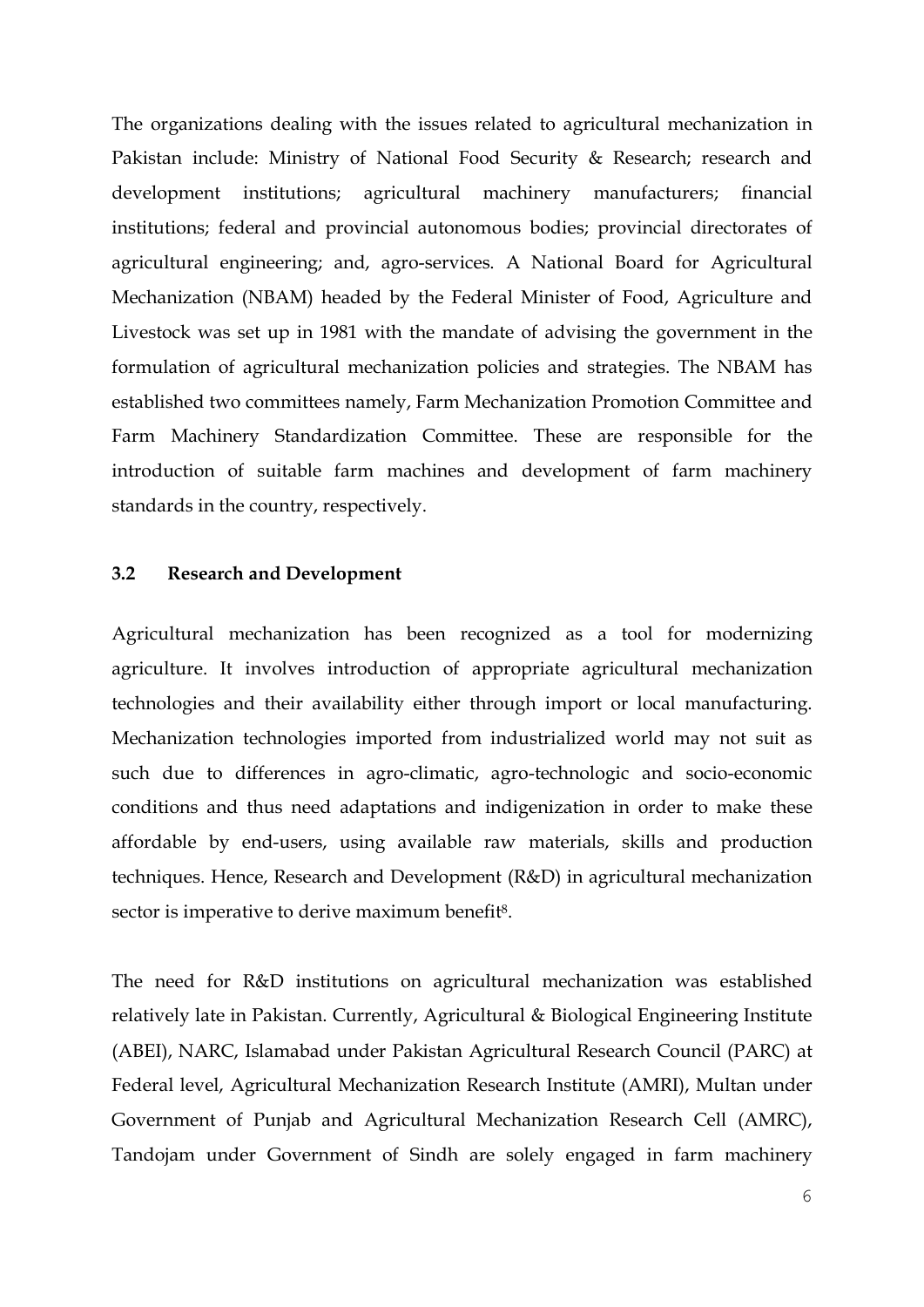The organizations dealing with the issues related to agricultural mechanization in Pakistan include: Ministry of National Food Security & Research; research and development institutions; agricultural machinery manufacturers; financial institutions; federal and provincial autonomous bodies; provincial directorates of agricultural engineering; and, agro-services. A National Board for Agricultural Mechanization (NBAM) headed by the Federal Minister of Food, Agriculture and Livestock was set up in 1981 with the mandate of advising the government in the formulation of agricultural mechanization policies and strategies. The NBAM has established two committees namely, Farm Mechanization Promotion Committee and Farm Machinery Standardization Committee. These are responsible for the introduction of suitable farm machines and development of farm machinery standards in the country, respectively.

### 3.2 Research and Development

Agricultural mechanization has been recognized as a tool for modernizing agriculture. It involves introduction of appropriate agricultural mechanization technologies and their availability either through import or local manufacturing. Mechanization technologies imported from industrialized world may not suit as such due to differences in agro-climatic, agro-technologic and socio-economic conditions and thus need adaptations and indigenization in order to make these affordable by end-users, using available raw materials, skills and production techniques. Hence, Research and Development (R&D) in agricultural mechanization sector is imperative to derive maximum benefit[8].

The need for R&D institutions on agricultural mechanization was established relatively late in Pakistan. Currently, Agricultural & Biological Engineering Institute (ABEI), NARC, Islamabad under Pakistan Agricultural Research Council (PARC) at Federal level, Agricultural Mechanization Research Institute (AMRI), Multan under Government of Punjab and Agricultural Mechanization Research Cell (AMRC), Tandojam under Government of Sindh are solely engaged in farm machinery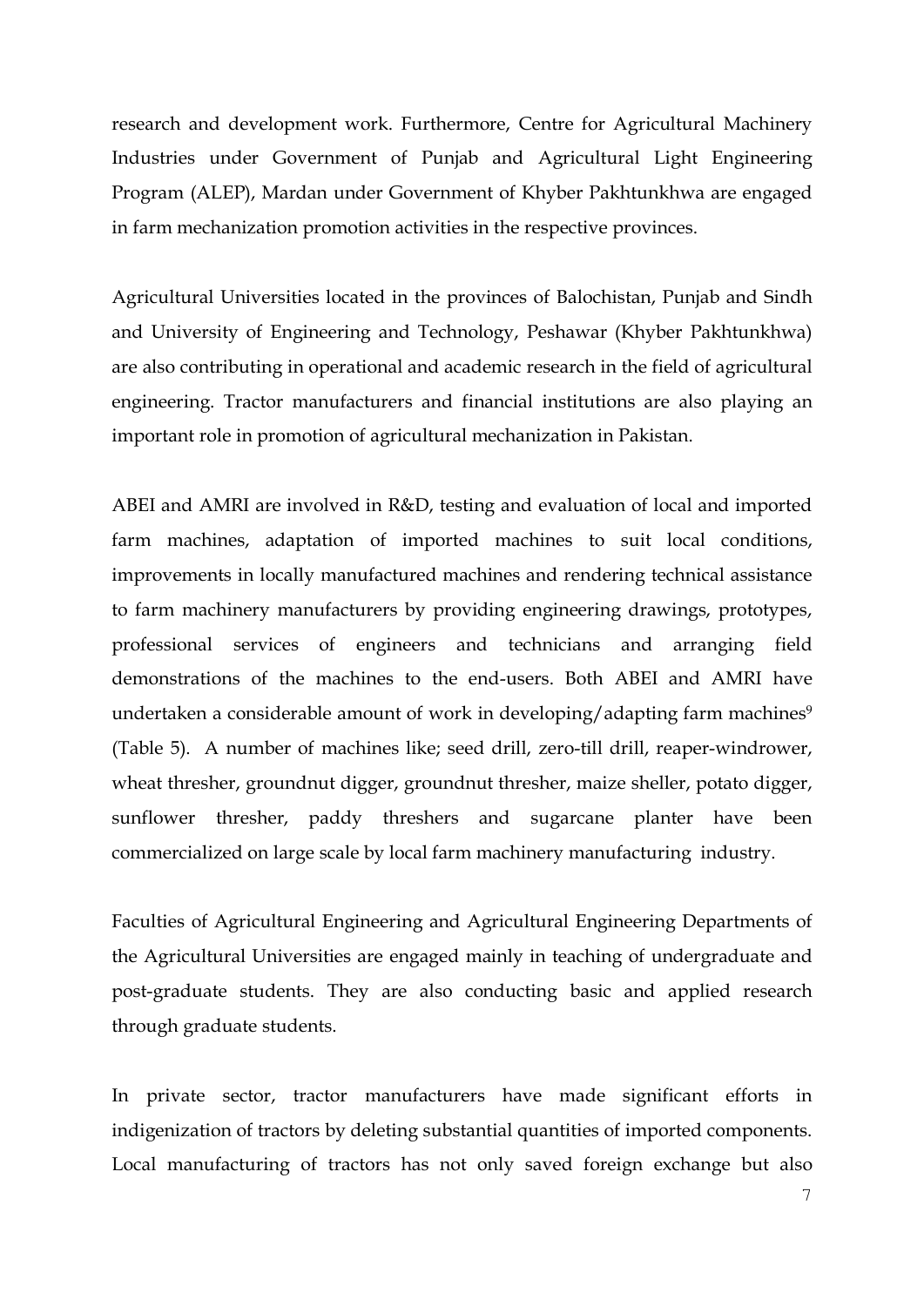research and development work. Furthermore, Centre for Agricultural Machinery Industries under Government of Punjab and Agricultural Light Engineering Program (ALEP), Mardan under Government of Khyber Pakhtunkhwa are engaged in farm mechanization promotion activities in the respective provinces.

Agricultural Universities located in the provinces of Balochistan, Punjab and Sindh and University of Engineering and Technology, Peshawar (Khyber Pakhtunkhwa) are also contributing in operational and academic research in the field of agricultural engineering. Tractor manufacturers and financial institutions are also playing an important role in promotion of agricultural mechanization in Pakistan.

ABEI and AMRI are involved in R&D, testing and evaluation of local and imported farm machines, adaptation of imported machines to suit local conditions, improvements in locally manufactured machines and rendering technical assistance to farm machinery manufacturers by providing engineering drawings, prototypes, professional services of engineers and technicians and arranging field demonstrations of the machines to the end-users. Both ABEI and AMRI have undertaken a considerable amount of work in developing/adapting farm machines[9] (Table 5). A number of machines like; seed drill, zero-till drill, reaper-windrower, wheat thresher, groundnut digger, groundnut thresher, maize sheller, potato digger, sunflower thresher, paddy threshers and sugarcane planter have been commercialized on large scale by local farm machinery manufacturing industry.

Faculties of Agricultural Engineering and Agricultural Engineering Departments of the Agricultural Universities are engaged mainly in teaching of undergraduate and post-graduate students. They are also conducting basic and applied research through graduate students.

In private sector, tractor manufacturers have made significant efforts in indigenization of tractors by deleting substantial quantities of imported components. Local manufacturing of tractors has not only saved foreign exchange but also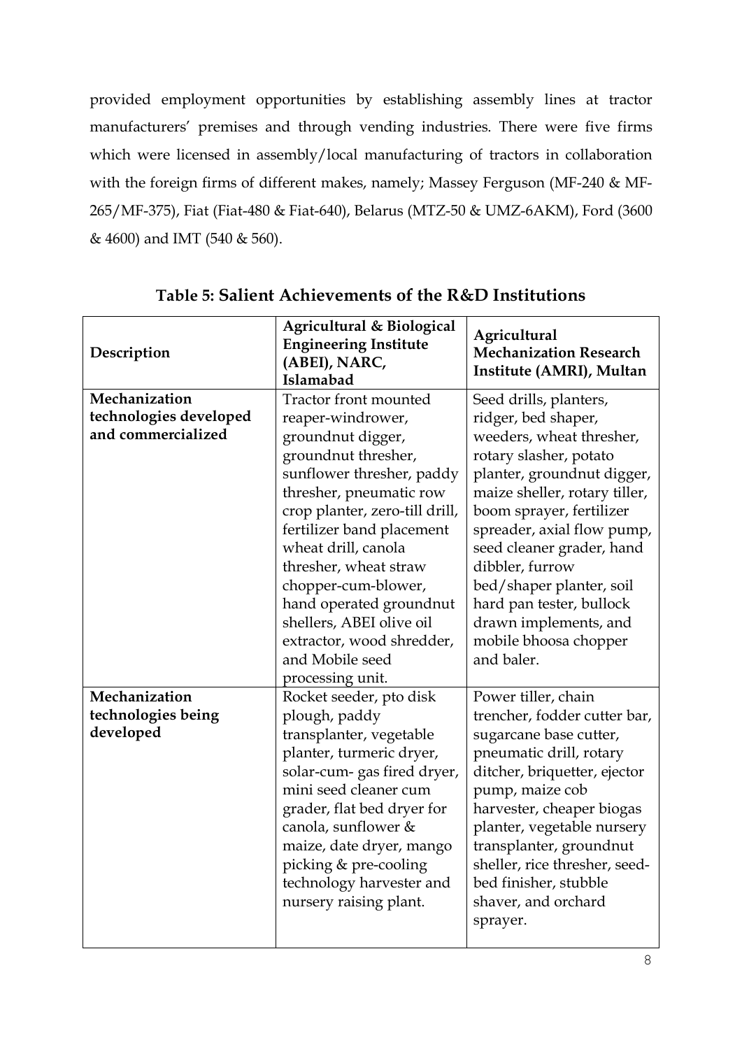provided employment opportunities by establishing assembly lines at tractor manufacturers' premises and through vending industries. There were five firms which were licensed in assembly/local manufacturing of tractors in collaboration with the foreign firms of different makes, namely; Massey Ferguson (MF-240 & MF-265/MF-375), Fiat (Fiat-480 & Fiat-640), Belarus (MTZ-50 & UMZ-6AKM), Ford (3600 & 4600) and IMT (540 & 560).

**Table 5: Salient Achievements of the R&D Institutions**

| Description | Agricultural & Biological Engineering Institute (ABEI), NARC, Islamabad | Agricultural Mechanization Research Institute (AMRI), Multan |
|---|---|---|
| **Mechanization technologies developed and commercialized** | Tractor front mounted reaper-windrower, groundnut digger, groundnut thresher, sunflower thresher, paddy thresher, pneumatic row crop planter, zero-till drill, fertilizer band placement wheat drill, canola thresher, wheat straw chopper-cum-blower, hand operated groundnut shellers, ABEI olive oil extractor, wood shredder, and Mobile seed processing unit. | Seed drills, planters, ridger, bed shaper, weeders, wheat thresher, rotary slasher, potato planter, groundnut digger, maize sheller, rotary tiller, boom sprayer, fertilizer spreader, axial flow pump, seed cleaner grader, hand dibbler, furrow bed/shaper planter, soil hard pan tester, bullock drawn implements, and mobile bhoosa chopper and baler. |
| **Mechanization technologies being developed** | Rocket seeder, pto disk plough, paddy transplanter, vegetable planter, turmeric dryer, solar-cum- gas fired dryer, mini seed cleaner cum grader, flat bed dryer for canola, sunflower & maize, date dryer, mango picking & pre-cooling technology harvester and nursery raising plant. | Power tiller, chain trencher, fodder cutter bar, sugarcane base cutter, pneumatic drill, rotary ditcher, briquetter, ejector pump, maize cob harvester, cheaper biogas planter, vegetable nursery transplanter, groundnut sheller, rice thresher, seed-bed finisher, stubble shaver, and orchard sprayer. |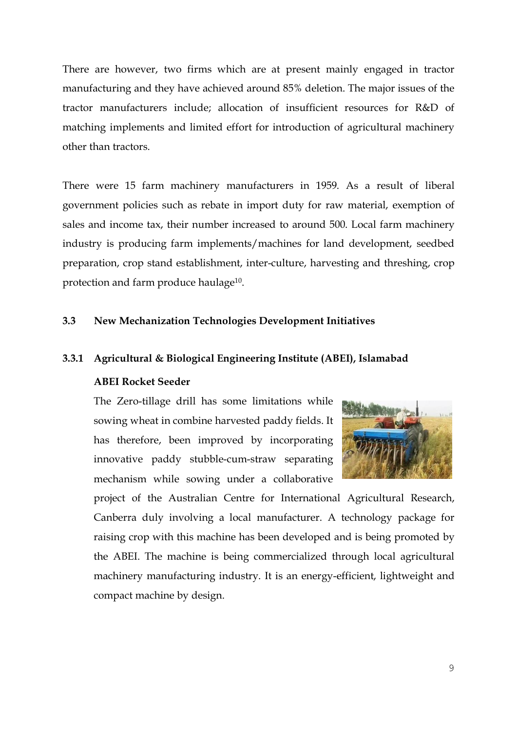There are however, two firms which are at present mainly engaged in tractor manufacturing and they have achieved around 85% deletion. The major issues of the tractor manufacturers include; allocation of insufficient resources for R&D of matching implements and limited effort for introduction of agricultural machinery other than tractors.

There were 15 farm machinery manufacturers in 1959. As a result of liberal government policies such as rebate in import duty for raw material, exemption of sales and income tax, their number increased to around 500. Local farm machinery industry is producing farm implements/machines for land development, seedbed preparation, crop stand establishment, inter-culture, harvesting and threshing, crop protection and farm produce haulage[10].

### 3.3 New Mechanization Technologies Development Initiatives

#### 3.3.1 Agricultural & Biological Engineering Institute (ABEI), Islamabad

**ABEI Rocket Seeder**

The Zero-tillage drill has some limitations while sowing wheat in combine harvested paddy fields. It has therefore, been improved by incorporating innovative paddy stubble-cum-straw separating mechanism while sowing under a collaborative project of the Australian Centre for International Agricultural Research, Canberra duly involving a local manufacturer. A technology package for raising crop with this machine has been developed and is being promoted by the ABEI. The machine is being commercialized through local agricultural machinery manufacturing industry. It is an energy-efficient, lightweight and compact machine by design.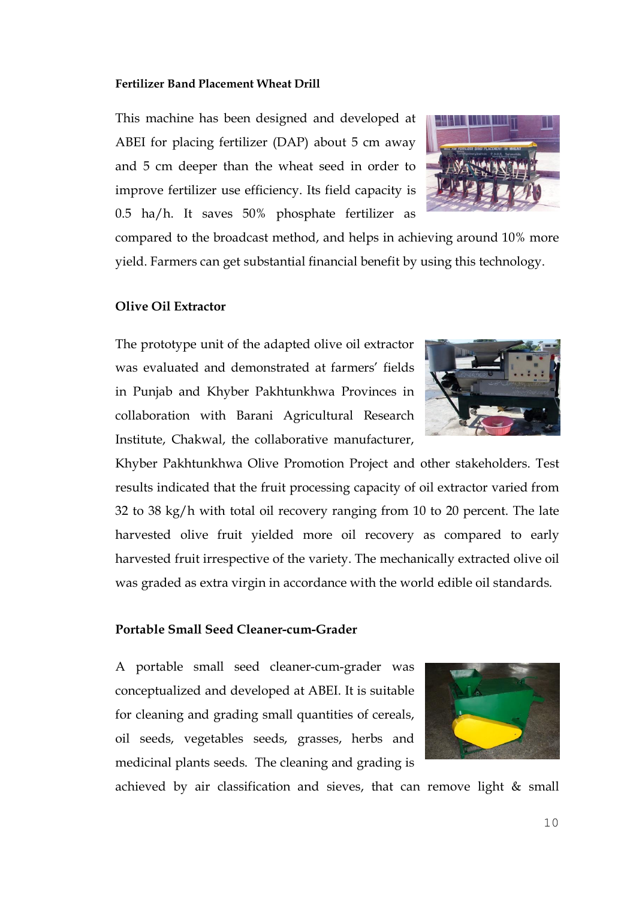### Fertilizer Band Placement Wheat Drill

This machine has been designed and developed at ABEI for placing fertilizer (DAP) about 5 cm away and 5 cm deeper than the wheat seed in order to improve fertilizer use efficiency. Its field capacity is 0.5 ha/h. It saves 50% phosphate fertilizer as compared to the broadcast method, and helps in achieving around 10% more yield. Farmers can get substantial financial benefit by using this technology.

### Olive Oil Extractor

The prototype unit of the adapted olive oil extractor was evaluated and demonstrated at farmers' fields in Punjab and Khyber Pakhtunkhwa Provinces in collaboration with Barani Agricultural Research Institute, Chakwal, the collaborative manufacturer, Khyber Pakhtunkhwa Olive Promotion Project and other stakeholders. Test results indicated that the fruit processing capacity of oil extractor varied from 32 to 38 kg/h with total oil recovery ranging from 10 to 20 percent. The late harvested olive fruit yielded more oil recovery as compared to early harvested fruit irrespective of the variety. The mechanically extracted olive oil was graded as extra virgin in accordance with the world edible oil standards.

### Portable Small Seed Cleaner-cum-Grader

A portable small seed cleaner-cum-grader was conceptualized and developed at ABEI. It is suitable for cleaning and grading small quantities of cereals, oil seeds, vegetables seeds, grasses, herbs and medicinal plants seeds. The cleaning and grading is achieved by air classification and sieves, that can remove light & small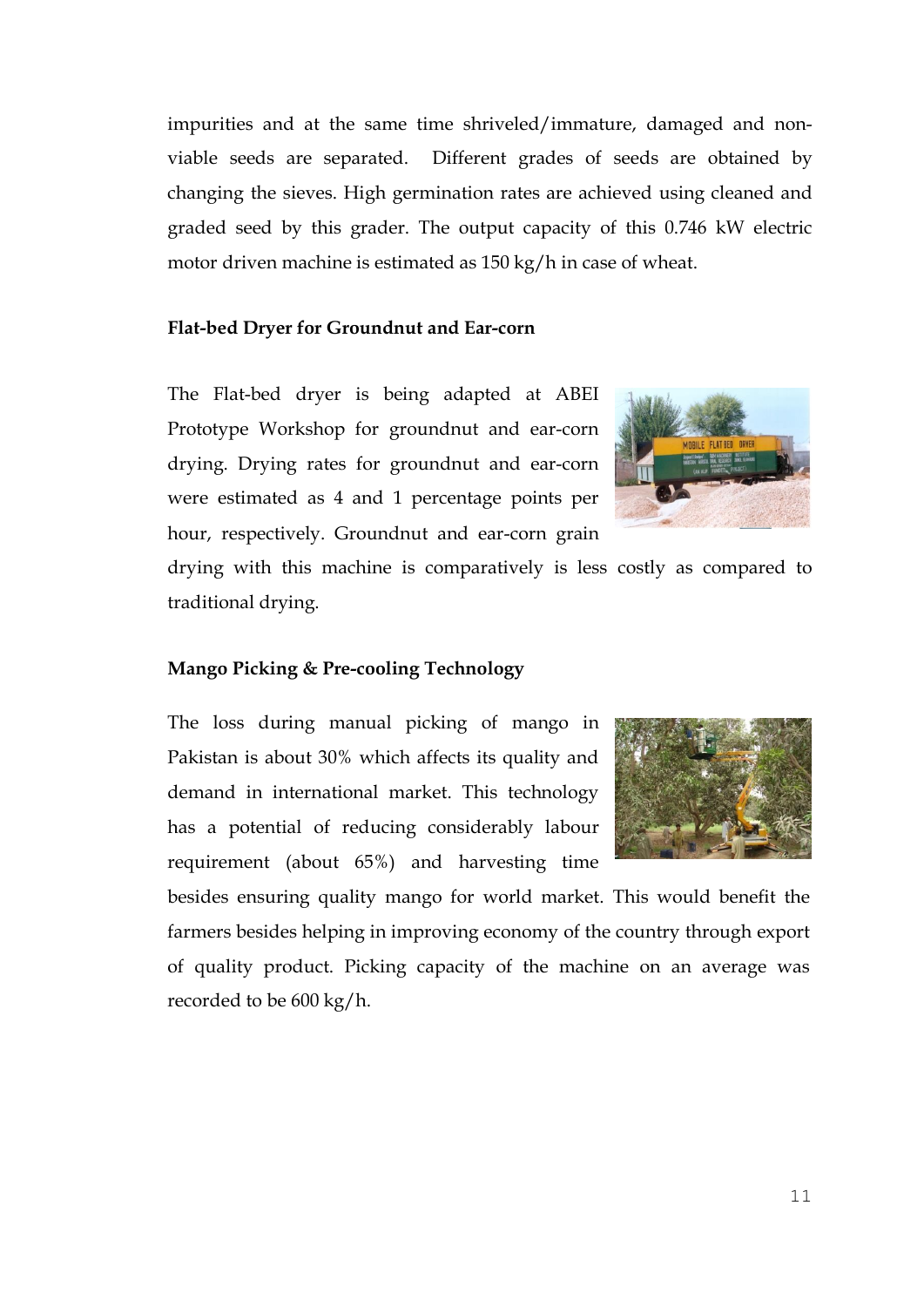impurities and at the same time shriveled/immature, damaged and non-viable seeds are separated. Different grades of seeds are obtained by changing the sieves. High germination rates are achieved using cleaned and graded seed by this grader. The output capacity of this 0.746 kW electric motor driven machine is estimated as 150 kg/h in case of wheat.

**Flat-bed Dryer for Groundnut and Ear-corn**

The Flat-bed dryer is being adapted at ABEI Prototype Workshop for groundnut and ear-corn drying. Drying rates for groundnut and ear-corn were estimated as 4 and 1 percentage points per hour, respectively. Groundnut and ear-corn grain drying with this machine is comparatively is less costly as compared to traditional drying.

**Mango Picking & Pre-cooling Technology**

The loss during manual picking of mango in Pakistan is about 30% which affects its quality and demand in international market. This technology has a potential of reducing considerably labour requirement (about 65%) and harvesting time besides ensuring quality mango for world market. This would benefit the farmers besides helping in improving economy of the country through export of quality product. Picking capacity of the machine on an average was recorded to be 600 kg/h.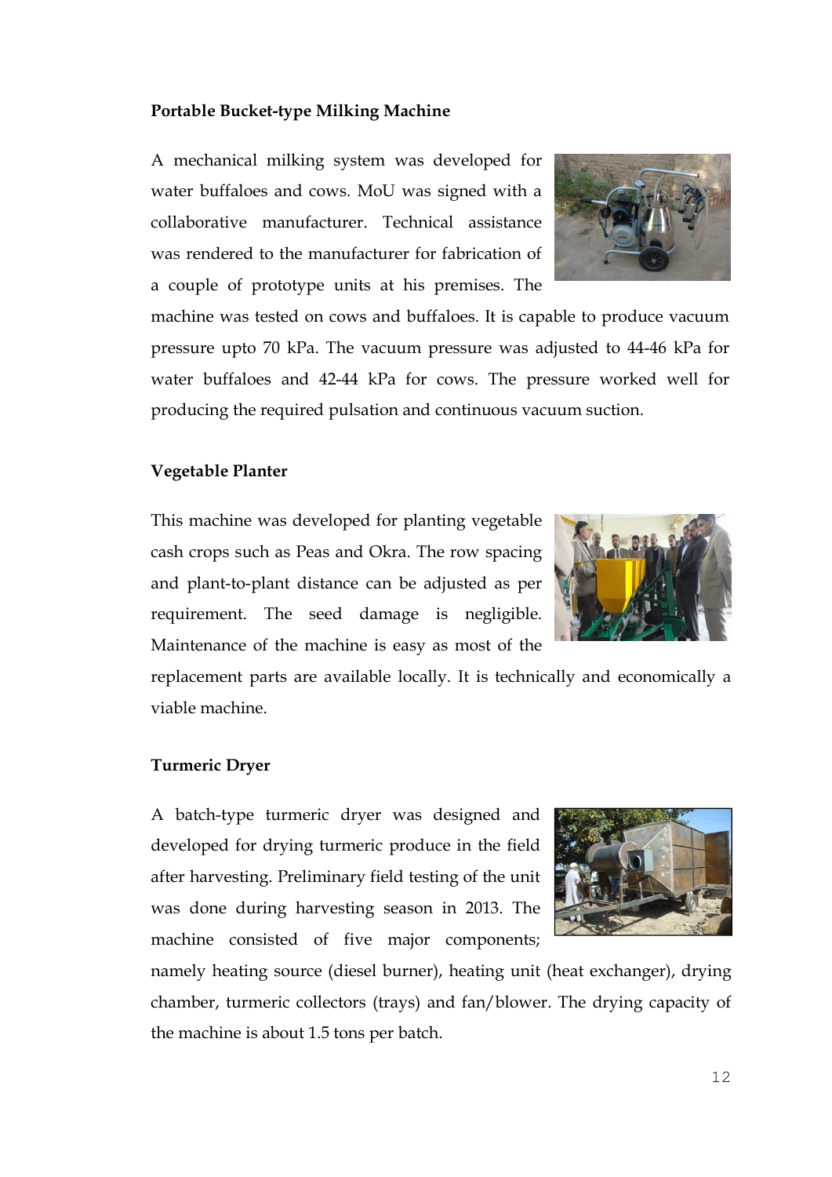**Portable Bucket-type Milking Machine**

A mechanical milking system was developed for water buffaloes and cows. MoU was signed with a collaborative manufacturer. Technical assistance was rendered to the manufacturer for fabrication of a couple of prototype units at his premises. The machine was tested on cows and buffaloes. It is capable to produce vacuum pressure upto 70 kPa. The vacuum pressure was adjusted to 44-46 kPa for water buffaloes and 42-44 kPa for cows. The pressure worked well for producing the required pulsation and continuous vacuum suction.

**Vegetable Planter**

This machine was developed for planting vegetable cash crops such as Peas and Okra. The row spacing and plant-to-plant distance can be adjusted as per requirement. The seed damage is negligible. Maintenance of the machine is easy as most of the replacement parts are available locally. It is technically and economically a viable machine.

**Turmeric Dryer**

A batch-type turmeric dryer was designed and developed for drying turmeric produce in the field after harvesting. Preliminary field testing of the unit was done during harvesting season in 2013. The machine consisted of five major components; namely heating source (diesel burner), heating unit (heat exchanger), drying chamber, turmeric collectors (trays) and fan/blower. The drying capacity of the machine is about 1.5 tons per batch.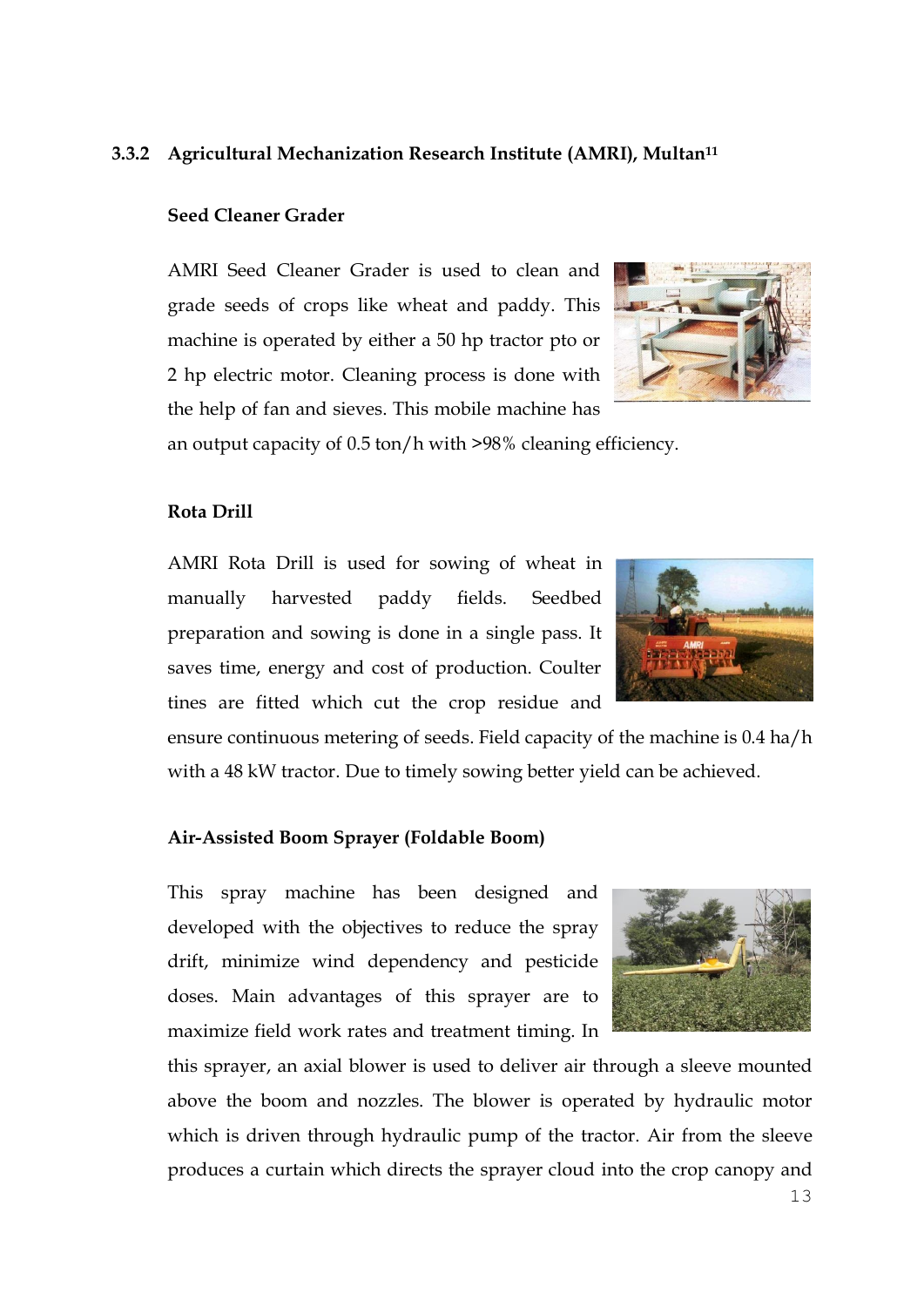### 3.3.2 Agricultural Mechanization Research Institute (AMRI), Multan[11]

**Seed Cleaner Grader**

AMRI Seed Cleaner Grader is used to clean and grade seeds of crops like wheat and paddy. This machine is operated by either a 50 hp tractor pto or 2 hp electric motor. Cleaning process is done with the help of fan and sieves. This mobile machine has an output capacity of 0.5 ton/h with >98% cleaning efficiency.

**Rota Drill**

AMRI Rota Drill is used for sowing of wheat in manually harvested paddy fields. Seedbed preparation and sowing is done in a single pass. It saves time, energy and cost of production. Coulter tines are fitted which cut the crop residue and ensure continuous metering of seeds. Field capacity of the machine is 0.4 ha/h with a 48 kW tractor. Due to timely sowing better yield can be achieved.

**Air-Assisted Boom Sprayer (Foldable Boom)**

This spray machine has been designed and developed with the objectives to reduce the spray drift, minimize wind dependency and pesticide doses. Main advantages of this sprayer are to maximize field work rates and treatment timing. In this sprayer, an axial blower is used to deliver air through a sleeve mounted above the boom and nozzles. The blower is operated by hydraulic motor which is driven through hydraulic pump of the tractor. Air from the sleeve produces a curtain which directs the sprayer cloud into the crop canopy and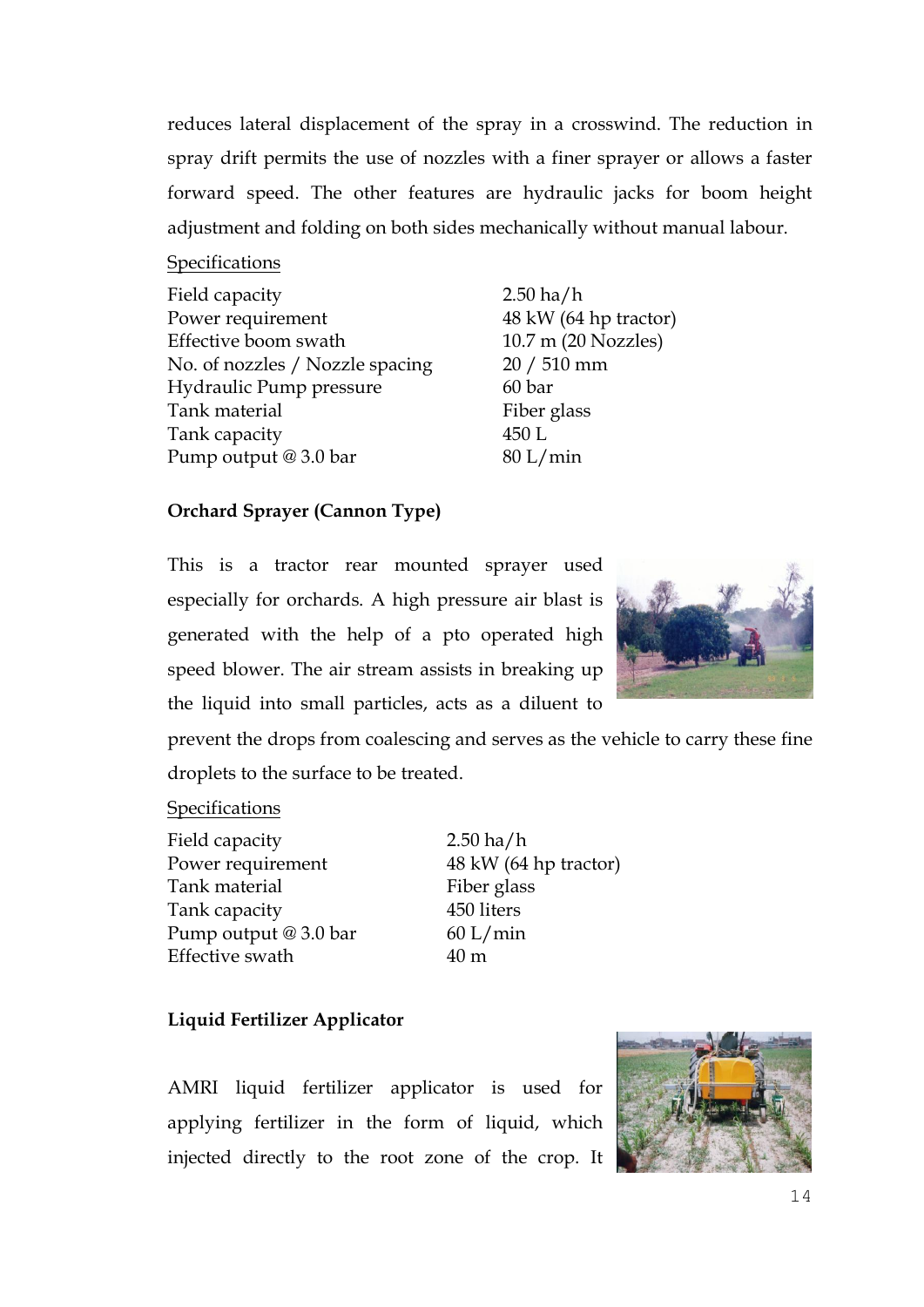reduces lateral displacement of the spray in a crosswind. The reduction in spray drift permits the use of nozzles with a finer sprayer or allows a faster forward speed. The other features are hydraulic jacks for boom height adjustment and folding on both sides mechanically without manual labour.

Specifications

| | |
|---|---|
| Field capacity | 2.50 ha/h |
| Power requirement | 48 kW (64 hp tractor) |
| Effective boom swath | 10.7 m (20 Nozzles) |
| No. of nozzles / Nozzle spacing | 20 / 510 mm |
| Hydraulic Pump pressure | 60 bar |
| Tank material | Fiber glass |
| Tank capacity | 450 L |
| Pump output @ 3.0 bar | 80 L/min |

**Orchard Sprayer (Cannon Type)**

This is a tractor rear mounted sprayer used especially for orchards. A high pressure air blast is generated with the help of a pto operated high speed blower. The air stream assists in breaking up the liquid into small particles, acts as a diluent to prevent the drops from coalescing and serves as the vehicle to carry these fine droplets to the surface to be treated.

Specifications

| | |
|---|---|
| Field capacity | 2.50 ha/h |
| Power requirement | 48 kW (64 hp tractor) |
| Tank material | Fiber glass |
| Tank capacity | 450 liters |
| Pump output @ 3.0 bar | 60 L/min |
| Effective swath | 40 m |

**Liquid Fertilizer Applicator**

AMRI liquid fertilizer applicator is used for applying fertilizer in the form of liquid, which injected directly to the root zone of the crop. It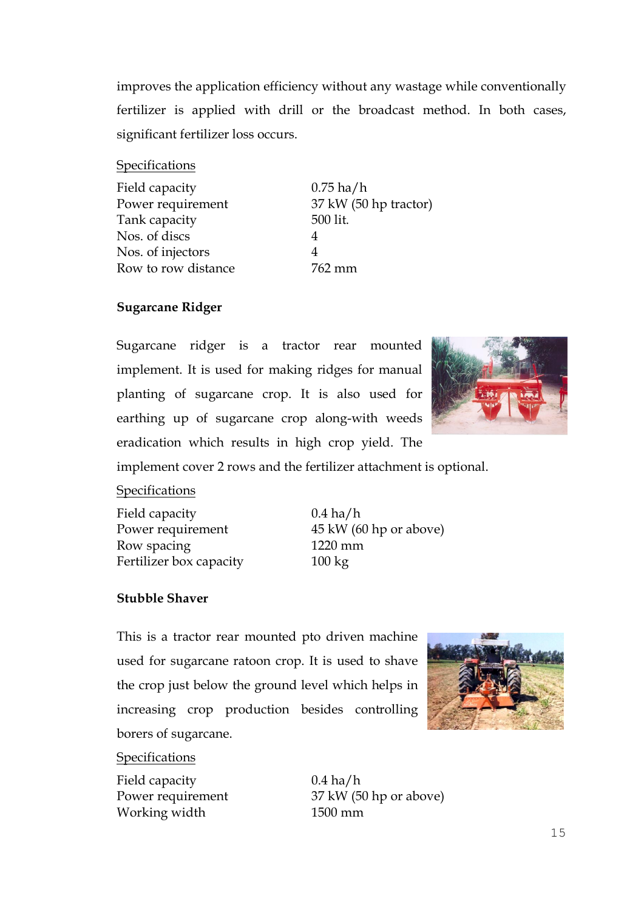improves the application efficiency without any wastage while conventionally fertilizer is applied with drill or the broadcast method. In both cases, significant fertilizer loss occurs.

Specifications

| | |
|---|---|
| Field capacity | 0.75 ha/h |
| Power requirement | 37 kW (50 hp tractor) |
| Tank capacity | 500 lit. |
| Nos. of discs | 4 |
| Nos. of injectors | 4 |
| Row to row distance | 762 mm |

**Sugarcane Ridger**

Sugarcane ridger is a tractor rear mounted implement. It is used for making ridges for manual planting of sugarcane crop. It is also used for earthing up of sugarcane crop along-with weeds eradication which results in high crop yield. The implement cover 2 rows and the fertilizer attachment is optional.

Specifications

| | |
|---|---|
| Field capacity | 0.4 ha/h |
| Power requirement | 45 kW (60 hp or above) |
| Row spacing | 1220 mm |
| Fertilizer box capacity | 100 kg |

**Stubble Shaver**

This is a tractor rear mounted pto driven machine used for sugarcane ratoon crop. It is used to shave the crop just below the ground level which helps in increasing crop production besides controlling borers of sugarcane.

Specifications

| | |
|---|---|
| Field capacity | 0.4 ha/h |
| Power requirement | 37 kW (50 hp or above) |
| Working width | 1500 mm |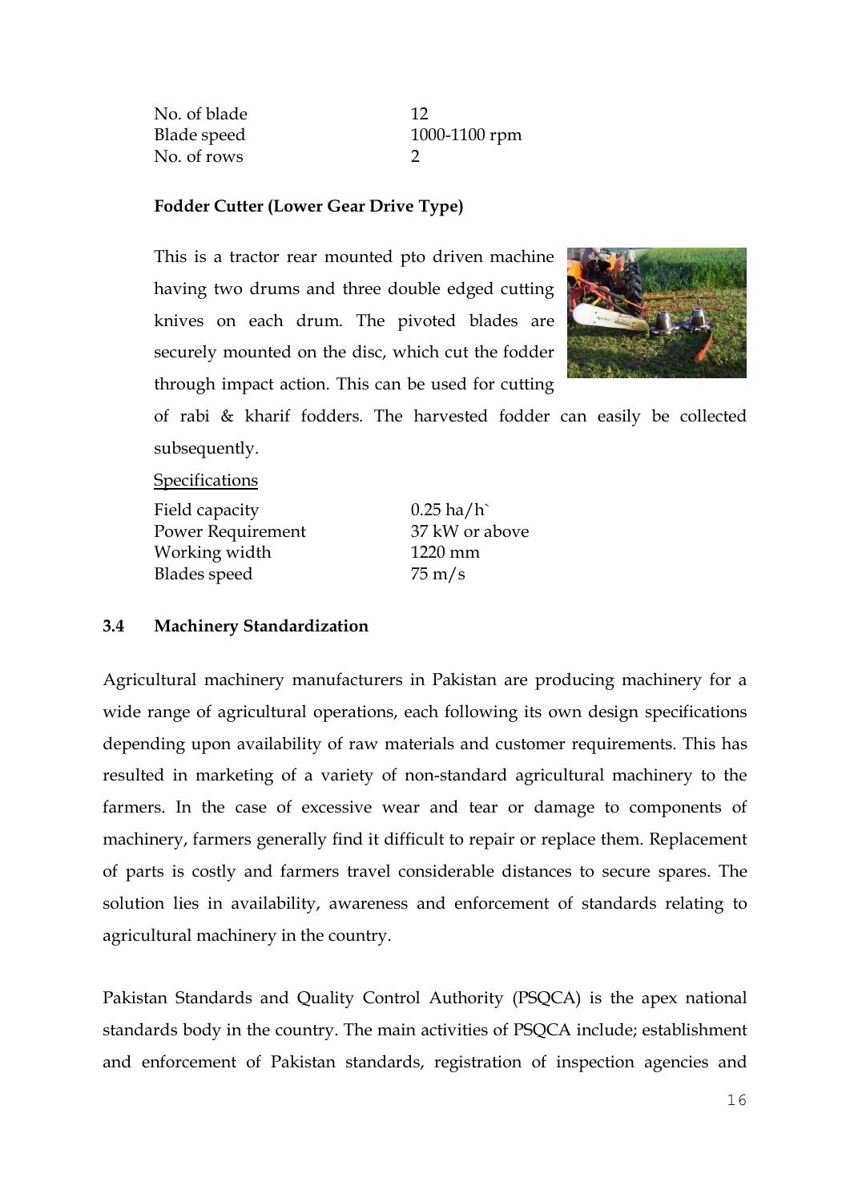| | |
|---|---|
| No. of blade | 12 |
| Blade speed | 1000-1100 rpm |
| No. of rows | 2 |

**Fodder Cutter (Lower Gear Drive Type)**

This is a tractor rear mounted pto driven machine having two drums and three double edged cutting knives on each drum. The pivoted blades are securely mounted on the disc, which cut the fodder through impact action. This can be used for cutting of rabi & kharif fodders. The harvested fodder can easily be collected subsequently.

Specifications

| | |
|---|---|
| Field capacity | 0.25 ha/h` |
| Power Requirement | 37 kW or above |
| Working width | 1220 mm |
| Blades speed | 75 m/s |

### 3.4 Machinery Standardization

Agricultural machinery manufacturers in Pakistan are producing machinery for a wide range of agricultural operations, each following its own design specifications depending upon availability of raw materials and customer requirements. This has resulted in marketing of a variety of non-standard agricultural machinery to the farmers. In the case of excessive wear and tear or damage to components of machinery, farmers generally find it difficult to repair or replace them. Replacement of parts is costly and farmers travel considerable distances to secure spares. The solution lies in availability, awareness and enforcement of standards relating to agricultural machinery in the country.

Pakistan Standards and Quality Control Authority (PSQCA) is the apex national standards body in the country. The main activities of PSQCA include; establishment and enforcement of Pakistan standards, registration of inspection agencies and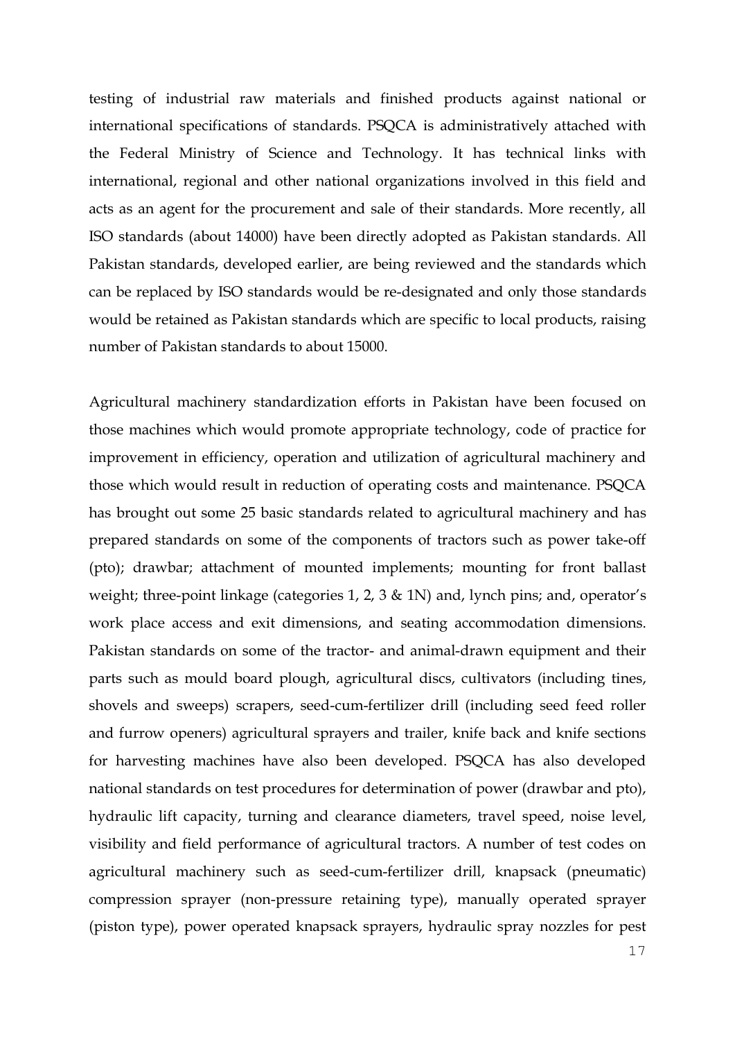testing of industrial raw materials and finished products against national or international specifications of standards. PSQCA is administratively attached with the Federal Ministry of Science and Technology. It has technical links with international, regional and other national organizations involved in this field and acts as an agent for the procurement and sale of their standards. More recently, all ISO standards (about 14000) have been directly adopted as Pakistan standards. All Pakistan standards, developed earlier, are being reviewed and the standards which can be replaced by ISO standards would be re-designated and only those standards would be retained as Pakistan standards which are specific to local products, raising number of Pakistan standards to about 15000.

Agricultural machinery standardization efforts in Pakistan have been focused on those machines which would promote appropriate technology, code of practice for improvement in efficiency, operation and utilization of agricultural machinery and those which would result in reduction of operating costs and maintenance. PSQCA has brought out some 25 basic standards related to agricultural machinery and has prepared standards on some of the components of tractors such as power take-off (pto); drawbar; attachment of mounted implements; mounting for front ballast weight; three-point linkage (categories 1, 2, 3 & 1N) and, lynch pins; and, operator's work place access and exit dimensions, and seating accommodation dimensions. Pakistan standards on some of the tractor- and animal-drawn equipment and their parts such as mould board plough, agricultural discs, cultivators (including tines, shovels and sweeps) scrapers, seed-cum-fertilizer drill (including seed feed roller and furrow openers) agricultural sprayers and trailer, knife back and knife sections for harvesting machines have also been developed. PSQCA has also developed national standards on test procedures for determination of power (drawbar and pto), hydraulic lift capacity, turning and clearance diameters, travel speed, noise level, visibility and field performance of agricultural tractors. A number of test codes on agricultural machinery such as seed-cum-fertilizer drill, knapsack (pneumatic) compression sprayer (non-pressure retaining type), manually operated sprayer (piston type), power operated knapsack sprayers, hydraulic spray nozzles for pest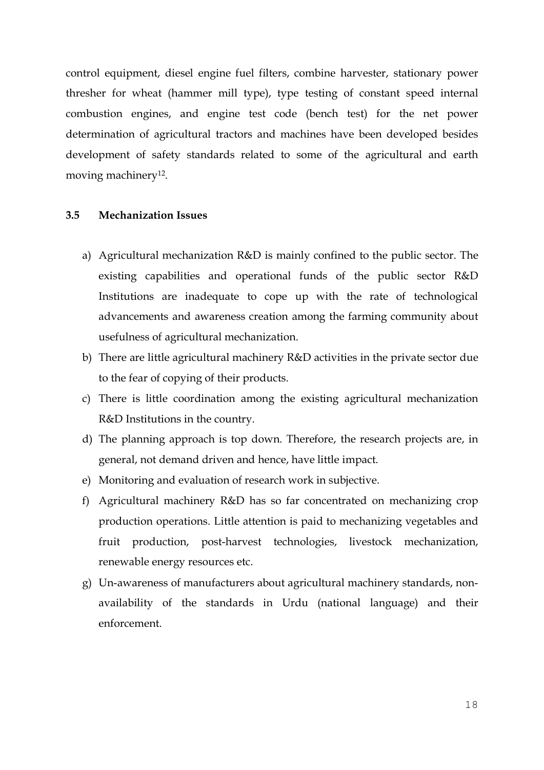control equipment, diesel engine fuel filters, combine harvester, stationary power thresher for wheat (hammer mill type), type testing of constant speed internal combustion engines, and engine test code (bench test) for the net power determination of agricultural tractors and machines have been developed besides development of safety standards related to some of the agricultural and earth moving machinery[12].

### 3.5 Mechanization Issues

a) Agricultural mechanization R&D is mainly confined to the public sector. The existing capabilities and operational funds of the public sector R&D Institutions are inadequate to cope up with the rate of technological advancements and awareness creation among the farming community about usefulness of agricultural mechanization.

b) There are little agricultural machinery R&D activities in the private sector due to the fear of copying of their products.

c) There is little coordination among the existing agricultural mechanization R&D Institutions in the country.

d) The planning approach is top down. Therefore, the research projects are, in general, not demand driven and hence, have little impact.

e) Monitoring and evaluation of research work in subjective.

f) Agricultural machinery R&D has so far concentrated on mechanizing crop production operations. Little attention is paid to mechanizing vegetables and fruit production, post-harvest technologies, livestock mechanization, renewable energy resources etc.

g) Un-awareness of manufacturers about agricultural machinery standards, non-availability of the standards in Urdu (national language) and their enforcement.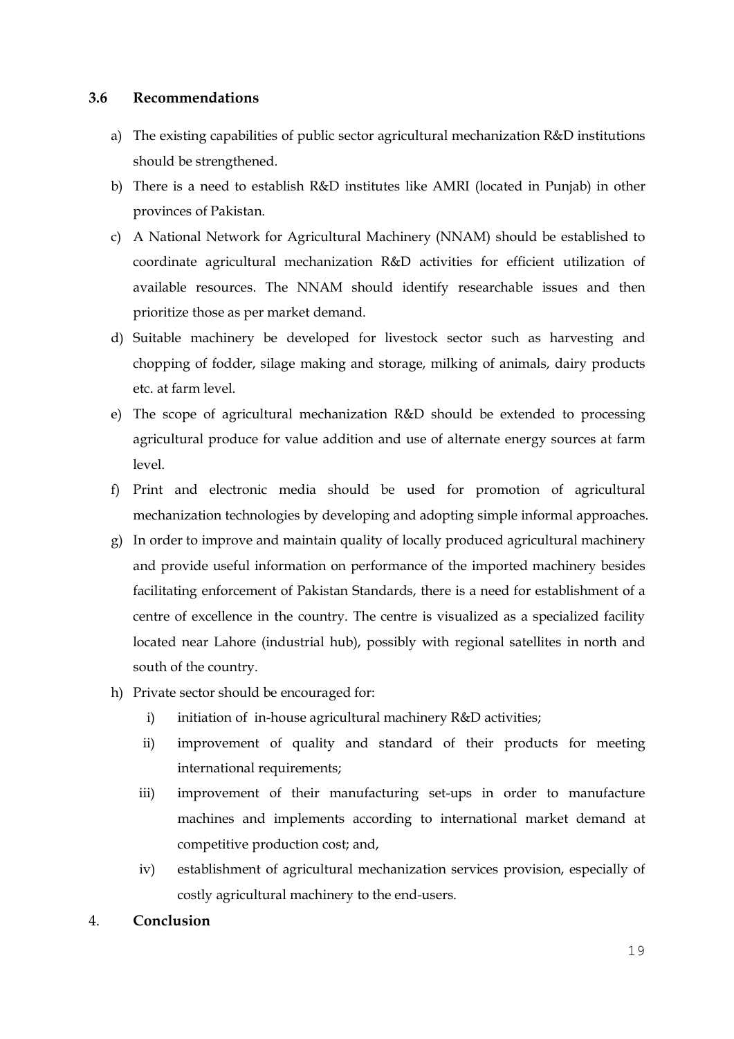### 3.6 Recommendations

a) The existing capabilities of public sector agricultural mechanization R&D institutions should be strengthened.

b) There is a need to establish R&D institutes like AMRI (located in Punjab) in other provinces of Pakistan.

c) A National Network for Agricultural Machinery (NNAM) should be established to coordinate agricultural mechanization R&D activities for efficient utilization of available resources. The NNAM should identify researchable issues and then prioritize those as per market demand.

d) Suitable machinery be developed for livestock sector such as harvesting and chopping of fodder, silage making and storage, milking of animals, dairy products etc. at farm level.

e) The scope of agricultural mechanization R&D should be extended to processing agricultural produce for value addition and use of alternate energy sources at farm level.

f) Print and electronic media should be used for promotion of agricultural mechanization technologies by developing and adopting simple informal approaches.

g) In order to improve and maintain quality of locally produced agricultural machinery and provide useful information on performance of the imported machinery besides facilitating enforcement of Pakistan Standards, there is a need for establishment of a centre of excellence in the country. The centre is visualized as a specialized facility located near Lahore (industrial hub), possibly with regional satellites in north and south of the country.

h) Private sector should be encouraged for:

   i) initiation of in-house agricultural machinery R&D activities;

   ii) improvement of quality and standard of their products for meeting international requirements;

   iii) improvement of their manufacturing set-ups in order to manufacture machines and implements according to international market demand at competitive production cost; and,

   iv) establishment of agricultural mechanization services provision, especially of costly agricultural machinery to the end-users.

## 4. Conclusion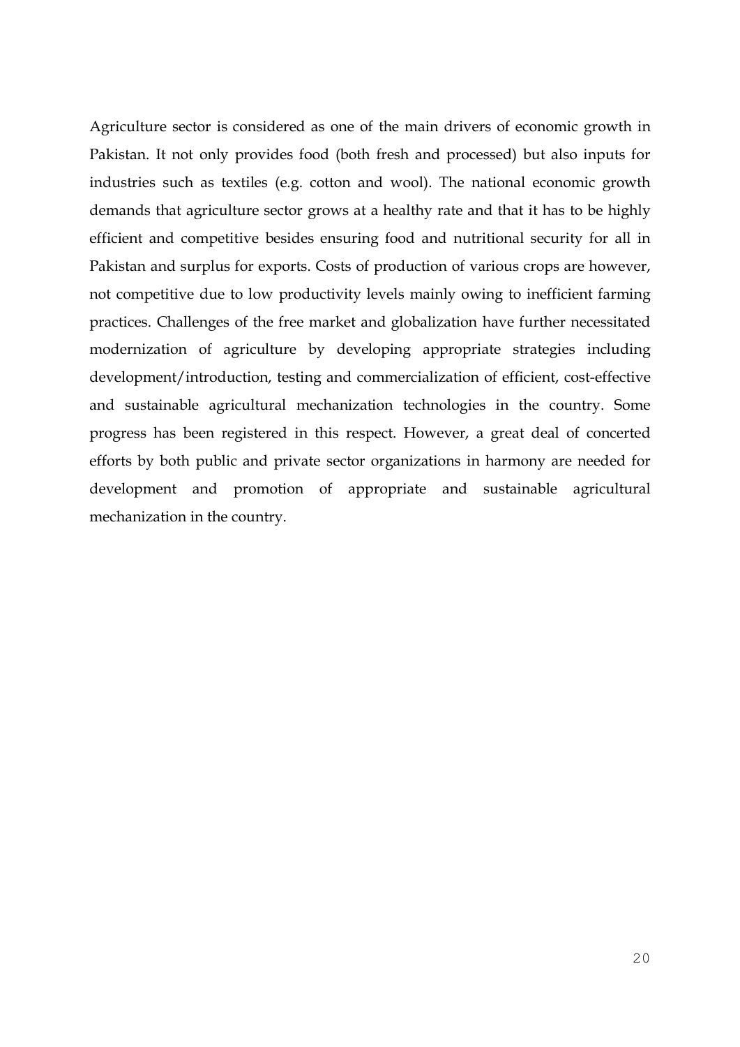Agriculture sector is considered as one of the main drivers of economic growth in Pakistan. It not only provides food (both fresh and processed) but also inputs for industries such as textiles (e.g. cotton and wool). The national economic growth demands that agriculture sector grows at a healthy rate and that it has to be highly efficient and competitive besides ensuring food and nutritional security for all in Pakistan and surplus for exports. Costs of production of various crops are however, not competitive due to low productivity levels mainly owing to inefficient farming practices. Challenges of the free market and globalization have further necessitated modernization of agriculture by developing appropriate strategies including development/introduction, testing and commercialization of efficient, cost-effective and sustainable agricultural mechanization technologies in the country. Some progress has been registered in this respect. However, a great deal of concerted efforts by both public and private sector organizations in harmony are needed for development and promotion of appropriate and sustainable agricultural mechanization in the country.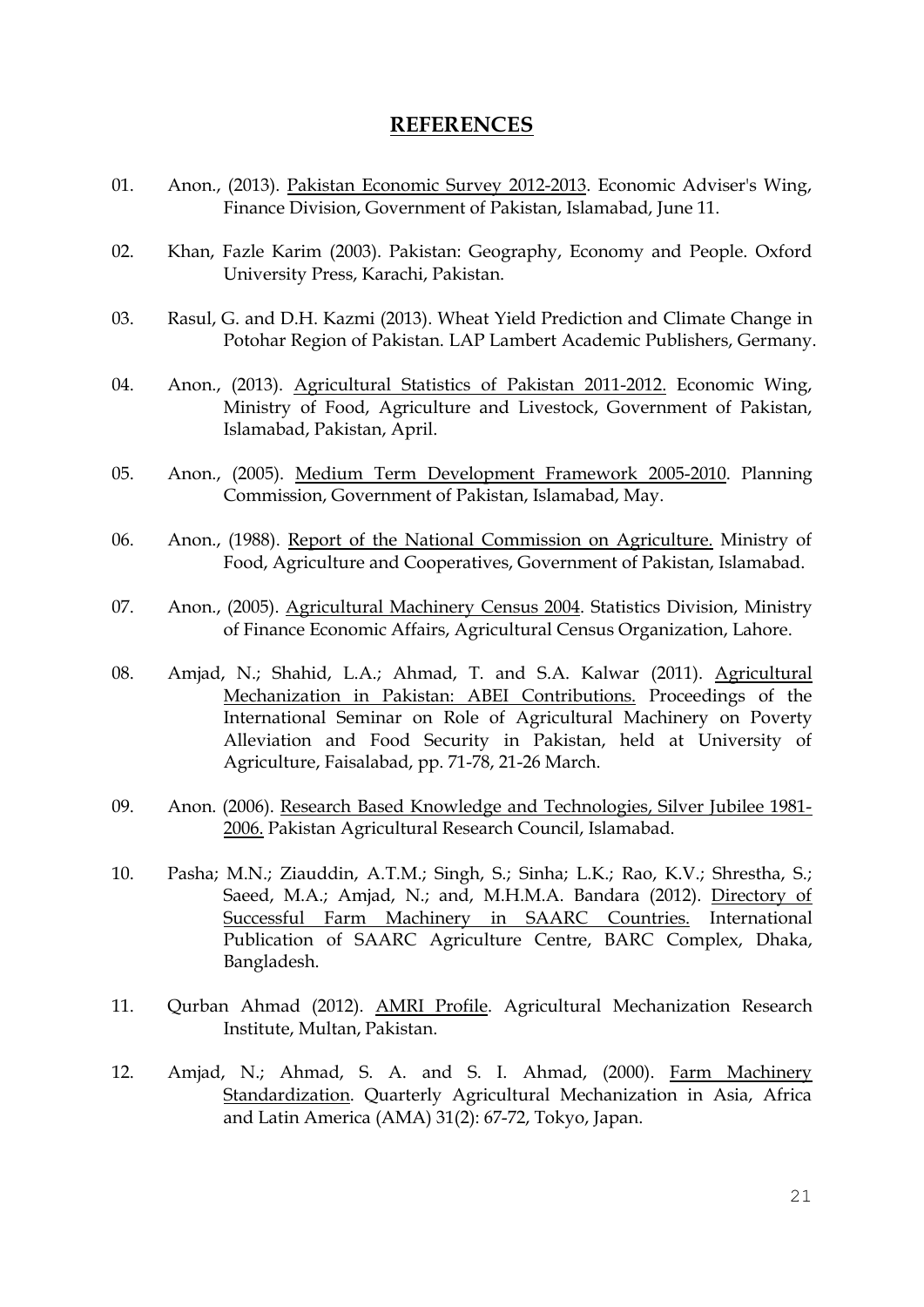# REFERENCES

01. Anon., (2013). Pakistan Economic Survey 2012-2013. Economic Adviser's Wing, Finance Division, Government of Pakistan, Islamabad, June 11.

02. Khan, Fazle Karim (2003). Pakistan: Geography, Economy and People. Oxford University Press, Karachi, Pakistan.

03. Rasul, G. and D.H. Kazmi (2013). Wheat Yield Prediction and Climate Change in Potohar Region of Pakistan. LAP Lambert Academic Publishers, Germany.

04. Anon., (2013). Agricultural Statistics of Pakistan 2011-2012. Economic Wing, Ministry of Food, Agriculture and Livestock, Government of Pakistan, Islamabad, Pakistan, April.

05. Anon., (2005). Medium Term Development Framework 2005-2010. Planning Commission, Government of Pakistan, Islamabad, May.

06. Anon., (1988). Report of the National Commission on Agriculture. Ministry of Food, Agriculture and Cooperatives, Government of Pakistan, Islamabad.

07. Anon., (2005). Agricultural Machinery Census 2004. Statistics Division, Ministry of Finance Economic Affairs, Agricultural Census Organization, Lahore.

08. Amjad, N.; Shahid, L.A.; Ahmad, T. and S.A. Kalwar (2011). Agricultural Mechanization in Pakistan: ABEI Contributions. Proceedings of the International Seminar on Role of Agricultural Machinery on Poverty Alleviation and Food Security in Pakistan, held at University of Agriculture, Faisalabad, pp. 71-78, 21-26 March.

09. Anon. (2006). Research Based Knowledge and Technologies, Silver Jubilee 1981-2006. Pakistan Agricultural Research Council, Islamabad.

10. Pasha; M.N.; Ziauddin, A.T.M.; Singh, S.; Sinha; L.K.; Rao, K.V.; Shrestha, S.; Saeed, M.A.; Amjad, N.; and, M.H.M.A. Bandara (2012). Directory of Successful Farm Machinery in SAARC Countries. International Publication of SAARC Agriculture Centre, BARC Complex, Dhaka, Bangladesh.

11. Qurban Ahmad (2012). AMRI Profile. Agricultural Mechanization Research Institute, Multan, Pakistan.

12. Amjad, N.; Ahmad, S. A. and S. I. Ahmad, (2000). Farm Machinery Standardization. Quarterly Agricultural Mechanization in Asia, Africa and Latin America (AMA) 31(2): 67-72, Tokyo, Japan.